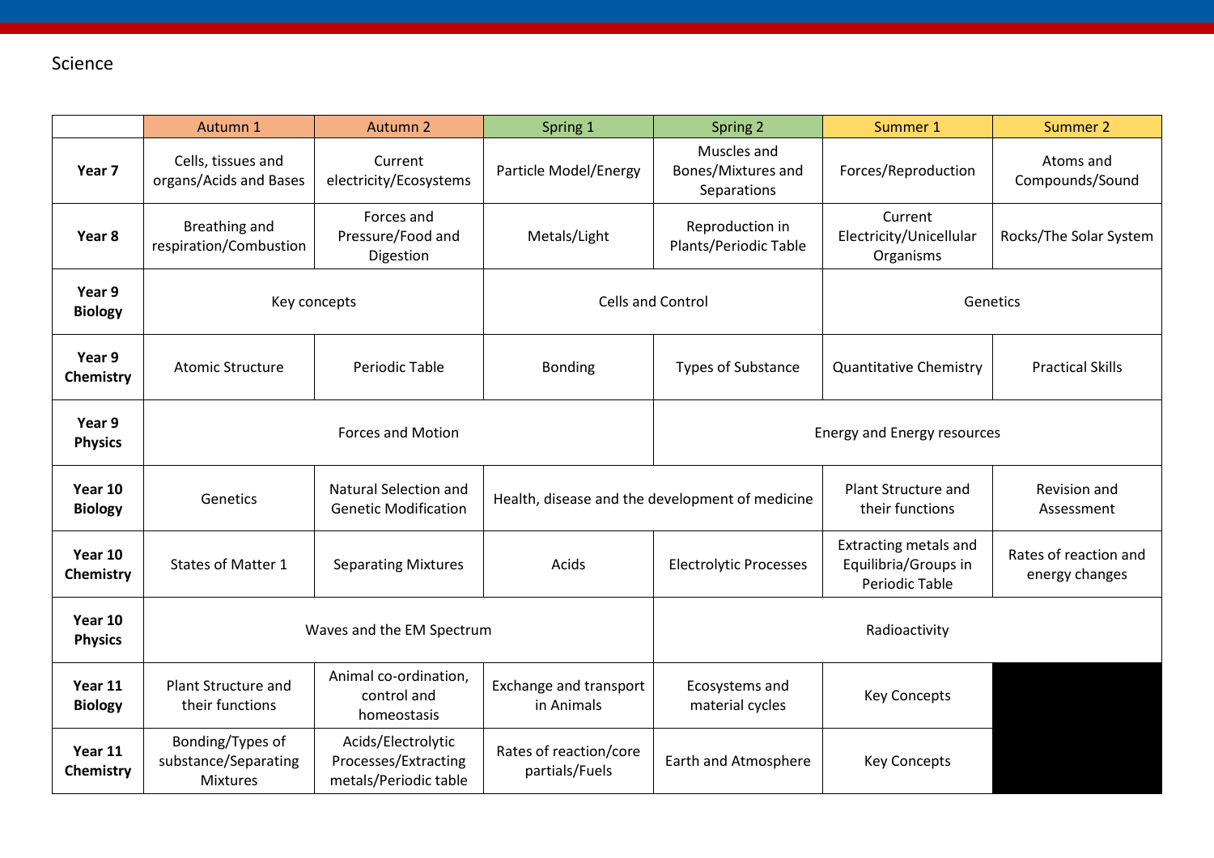Science

| | Autumn 1 | Autumn 2 | Spring 1 | Spring 2 | Summer 1 | Summer 2 |
|---|---|---|---|---|---|---|
| **Year 7** | Cells, tissues and organs/Acids and Bases | Current electricity/Ecosystems | Particle Model/Energy | Muscles and Bones/Mixtures and Separations | Forces/Reproduction | Atoms and Compounds/Sound |
| **Year 8** | Breathing and respiration/Combustion | Forces and Pressure/Food and Digestion | Metals/Light | Reproduction in Plants/Periodic Table | Current Electricity/Unicellular Organisms | Rocks/The Solar System |
| **Year 9 Biology** | Key concepts | | Cells and Control | | Genetics | |
| **Year 9 Chemistry** | Atomic Structure | Periodic Table | Bonding | Types of Substance | Quantitative Chemistry | Practical Skills |
| **Year 9 Physics** | Forces and Motion | | | Energy and Energy resources | | |
| **Year 10 Biology** | Genetics | Natural Selection and Genetic Modification | Health, disease and the development of medicine | | Plant Structure and their functions | Revision and Assessment |
| **Year 10 Chemistry** | States of Matter 1 | Separating Mixtures | Acids | Electrolytic Processes | Extracting metals and Equilibria/Groups in Periodic Table | Rates of reaction and energy changes |
| **Year 10 Physics** | Waves and the EM Spectrum | | | Radioactivity | | |
| **Year 11 Biology** | Plant Structure and their functions | Animal co-ordination, control and homeostasis | Exchange and transport in Animals | Ecosystems and material cycles | Key Concepts | |
| **Year 11 Chemistry** | Bonding/Types of substance/Separating Mixtures | Acids/Electrolytic Processes/Extracting metals/Periodic table | Rates of reaction/core partials/Fuels | Earth and Atmosphere | Key Concepts | |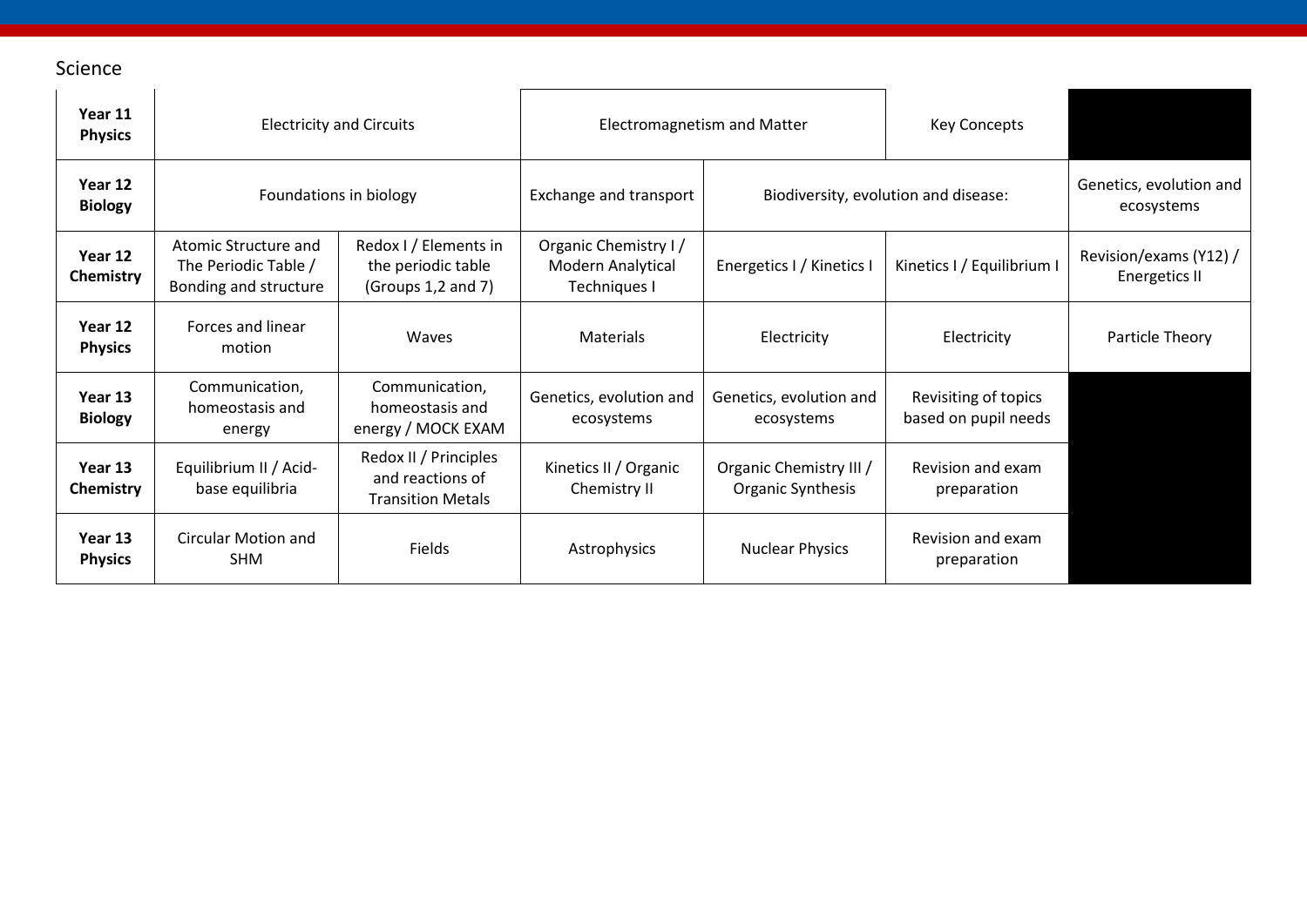Science

| | | | | | | |
|---|---|---|---|---|---|---|
| **Year 11 Physics** | Electricity and Circuits | | Electromagnetism and Matter | | Key Concepts | |
| **Year 12 Biology** | Foundations in biology | | Exchange and transport | Biodiversity, evolution and disease: | | Genetics, evolution and ecosystems |
| **Year 12 Chemistry** | Atomic Structure and The Periodic Table / Bonding and structure | Redox I / Elements in the periodic table (Groups 1,2 and 7) | Organic Chemistry I / Modern Analytical Techniques I | Energetics I / Kinetics I | Kinetics I / Equilibrium I | Revision/exams (Y12) / Energetics II |
| **Year 12 Physics** | Forces and linear motion | Waves | Materials | Electricity | Electricity | Particle Theory |
| **Year 13 Biology** | Communication, homeostasis and energy | Communication, homeostasis and energy / MOCK EXAM | Genetics, evolution and ecosystems | Genetics, evolution and ecosystems | Revisiting of topics based on pupil needs | |
| **Year 13 Chemistry** | Equilibrium II / Acid-base equilibria | Redox II / Principles and reactions of Transition Metals | Kinetics II / Organic Chemistry II | Organic Chemistry III / Organic Synthesis | Revision and exam preparation | |
| **Year 13 Physics** | Circular Motion and SHM | Fields | Astrophysics | Nuclear Physics | Revision and exam preparation | |